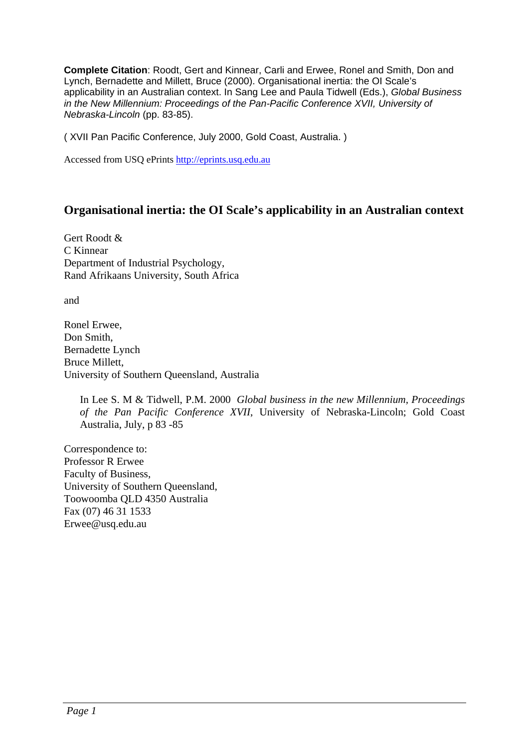**Complete Citation**: Roodt, Gert and Kinnear, Carli and Erwee, Ronel and Smith, Don and Lynch, Bernadette and Millett, Bruce (2000). Organisational inertia: the OI Scale's applicability in an Australian context. In Sang Lee and Paula Tidwell (Eds.), *Global Business in the New Millennium: Proceedings of the Pan-Pacific Conference XVII, University of Nebraska-Lincoln* (pp. 83-85).

( XVII Pan Pacific Conference, July 2000, Gold Coast, Australia. )

Accessed from USQ ePrints http://eprints.usq.edu.au

# Organisational inertia: the OI Scale's applicability in an Australian context

Gert Roodt &
C Kinnear
Department of Industrial Psychology,
Rand Afrikaans University, South Africa

and

Ronel Erwee,
Don Smith,
Bernadette Lynch
Bruce Millett,
University of Southern Queensland, Australia

> In Lee S. M & Tidwell, P.M. 2000 *Global business in the new Millennium, Proceedings of the Pan Pacific Conference XVII*, University of Nebraska-Lincoln; Gold Coast Australia, July, p 83 -85

Correspondence to:
Professor R Erwee
Faculty of Business,
University of Southern Queensland,
Toowoomba QLD 4350 Australia
Fax (07) 46 31 1533
Erwee@usq.edu.au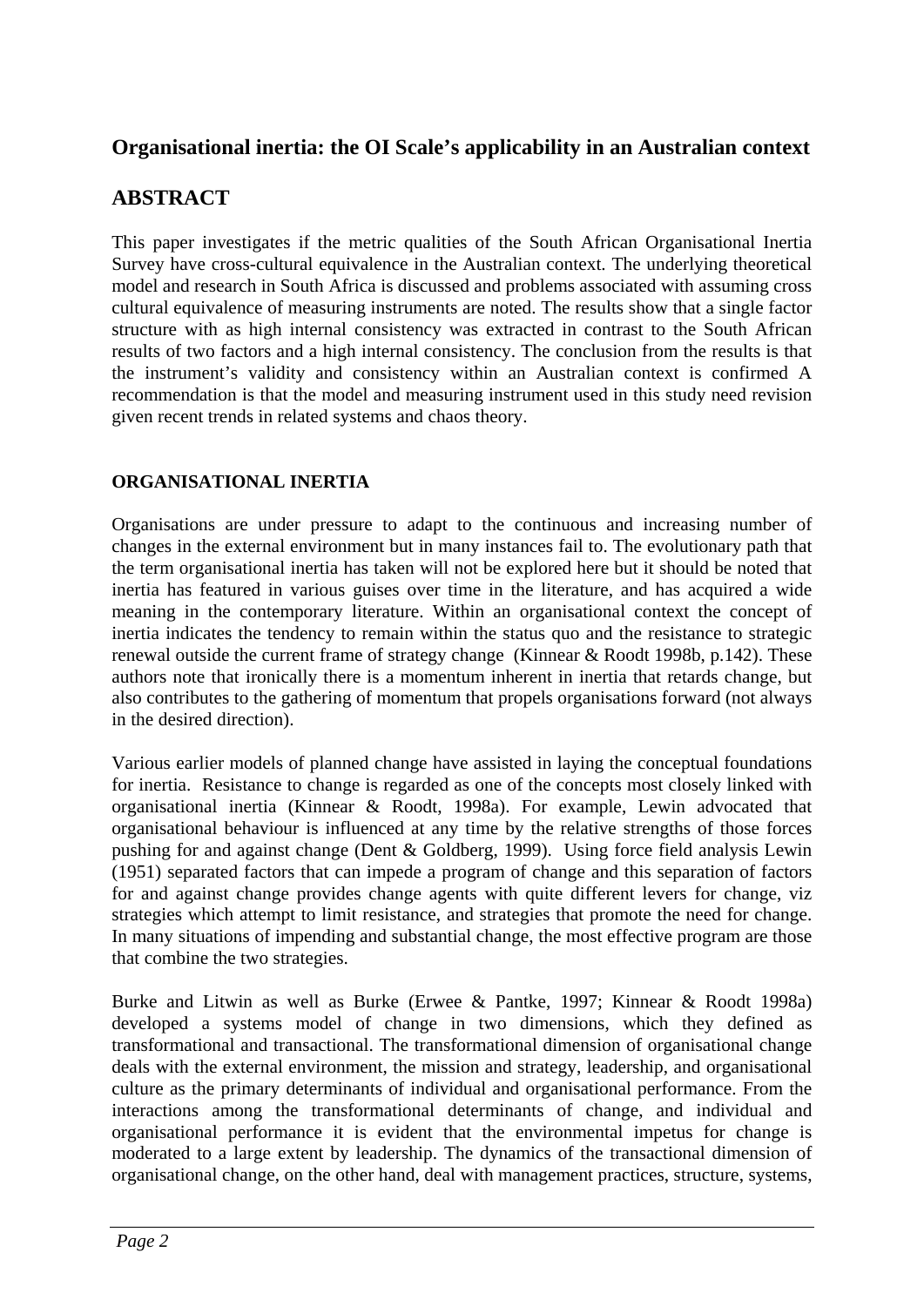## Organisational inertia: the OI Scale's applicability in an Australian context

## ABSTRACT

This paper investigates if the metric qualities of the South African Organisational Inertia Survey have cross-cultural equivalence in the Australian context. The underlying theoretical model and research in South Africa is discussed and problems associated with assuming cross cultural equivalence of measuring instruments are noted. The results show that a single factor structure with as high internal consistency was extracted in contrast to the South African results of two factors and a high internal consistency. The conclusion from the results is that the instrument's validity and consistency within an Australian context is confirmed A recommendation is that the model and measuring instrument used in this study need revision given recent trends in related systems and chaos theory.

### ORGANISATIONAL INERTIA

Organisations are under pressure to adapt to the continuous and increasing number of changes in the external environment but in many instances fail to. The evolutionary path that the term organisational inertia has taken will not be explored here but it should be noted that inertia has featured in various guises over time in the literature, and has acquired a wide meaning in the contemporary literature. Within an organisational context the concept of inertia indicates the tendency to remain within the status quo and the resistance to strategic renewal outside the current frame of strategy change (Kinnear & Roodt 1998b, p.142). These authors note that ironically there is a momentum inherent in inertia that retards change, but also contributes to the gathering of momentum that propels organisations forward (not always in the desired direction).

Various earlier models of planned change have assisted in laying the conceptual foundations for inertia. Resistance to change is regarded as one of the concepts most closely linked with organisational inertia (Kinnear & Roodt, 1998a). For example, Lewin advocated that organisational behaviour is influenced at any time by the relative strengths of those forces pushing for and against change (Dent & Goldberg, 1999). Using force field analysis Lewin (1951) separated factors that can impede a program of change and this separation of factors for and against change provides change agents with quite different levers for change, viz strategies which attempt to limit resistance, and strategies that promote the need for change. In many situations of impending and substantial change, the most effective program are those that combine the two strategies.

Burke and Litwin as well as Burke (Erwee & Pantke, 1997; Kinnear & Roodt 1998a) developed a systems model of change in two dimensions, which they defined as transformational and transactional. The transformational dimension of organisational change deals with the external environment, the mission and strategy, leadership, and organisational culture as the primary determinants of individual and organisational performance. From the interactions among the transformational determinants of change, and individual and organisational performance it is evident that the environmental impetus for change is moderated to a large extent by leadership. The dynamics of the transactional dimension of organisational change, on the other hand, deal with management practices, structure, systems,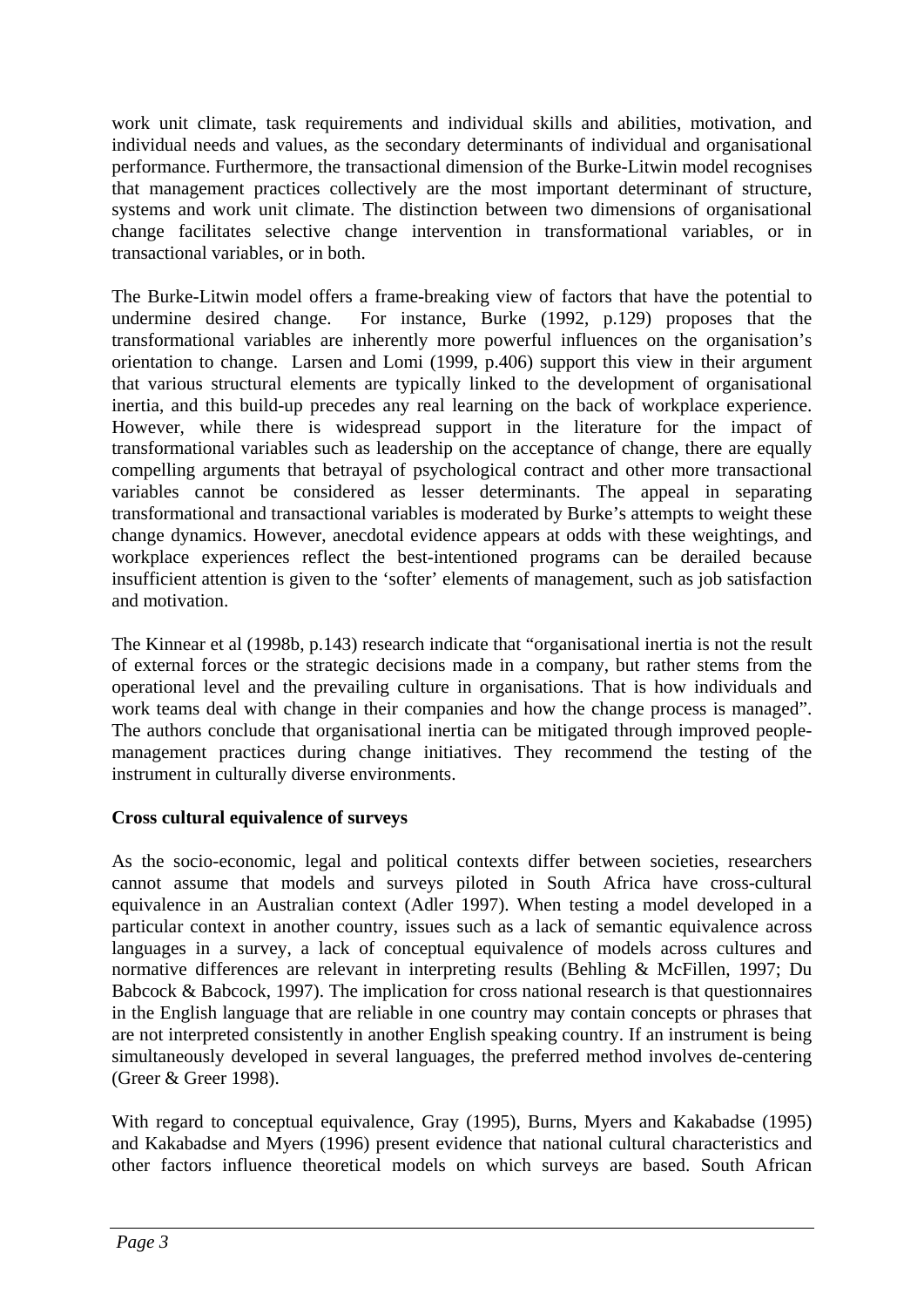work unit climate, task requirements and individual skills and abilities, motivation, and individual needs and values, as the secondary determinants of individual and organisational performance. Furthermore, the transactional dimension of the Burke-Litwin model recognises that management practices collectively are the most important determinant of structure, systems and work unit climate. The distinction between two dimensions of organisational change facilitates selective change intervention in transformational variables, or in transactional variables, or in both.

The Burke-Litwin model offers a frame-breaking view of factors that have the potential to undermine desired change. For instance, Burke (1992, p.129) proposes that the transformational variables are inherently more powerful influences on the organisation's orientation to change. Larsen and Lomi (1999, p.406) support this view in their argument that various structural elements are typically linked to the development of organisational inertia, and this build-up precedes any real learning on the back of workplace experience. However, while there is widespread support in the literature for the impact of transformational variables such as leadership on the acceptance of change, there are equally compelling arguments that betrayal of psychological contract and other more transactional variables cannot be considered as lesser determinants. The appeal in separating transformational and transactional variables is moderated by Burke's attempts to weight these change dynamics. However, anecdotal evidence appears at odds with these weightings, and workplace experiences reflect the best-intentioned programs can be derailed because insufficient attention is given to the 'softer' elements of management, such as job satisfaction and motivation.

The Kinnear et al (1998b, p.143) research indicate that "organisational inertia is not the result of external forces or the strategic decisions made in a company, but rather stems from the operational level and the prevailing culture in organisations. That is how individuals and work teams deal with change in their companies and how the change process is managed". The authors conclude that organisational inertia can be mitigated through improved people-management practices during change initiatives. They recommend the testing of the instrument in culturally diverse environments.

**Cross cultural equivalence of surveys**

As the socio-economic, legal and political contexts differ between societies, researchers cannot assume that models and surveys piloted in South Africa have cross-cultural equivalence in an Australian context (Adler 1997). When testing a model developed in a particular context in another country, issues such as a lack of semantic equivalence across languages in a survey, a lack of conceptual equivalence of models across cultures and normative differences are relevant in interpreting results (Behling & McFillen, 1997; Du Babcock & Babcock, 1997). The implication for cross national research is that questionnaires in the English language that are reliable in one country may contain concepts or phrases that are not interpreted consistently in another English speaking country. If an instrument is being simultaneously developed in several languages, the preferred method involves de-centering (Greer & Greer 1998).

With regard to conceptual equivalence, Gray (1995), Burns, Myers and Kakabadse (1995) and Kakabadse and Myers (1996) present evidence that national cultural characteristics and other factors influence theoretical models on which surveys are based. South African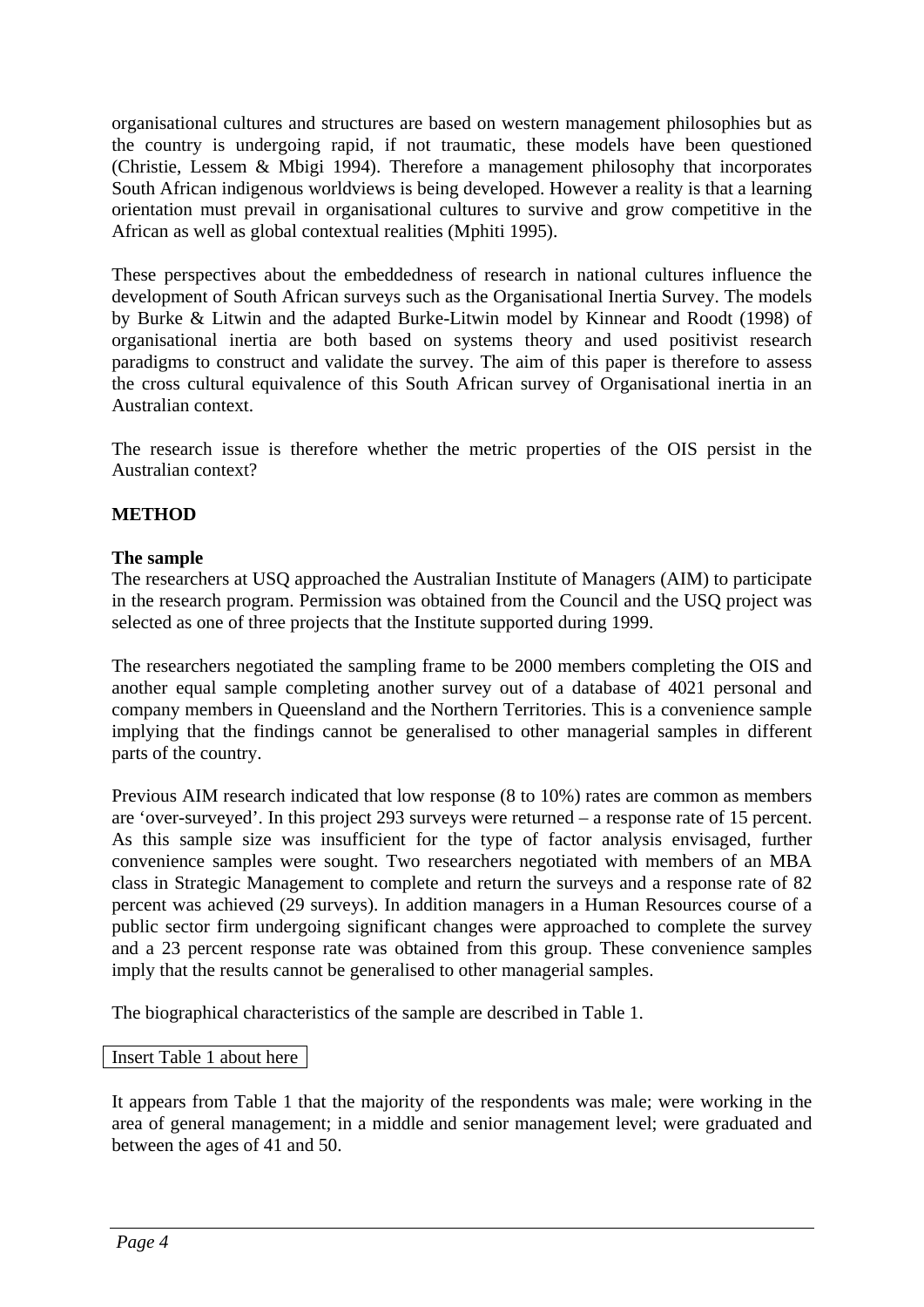organisational cultures and structures are based on western management philosophies but as the country is undergoing rapid, if not traumatic, these models have been questioned (Christie, Lessem & Mbigi 1994). Therefore a management philosophy that incorporates South African indigenous worldviews is being developed. However a reality is that a learning orientation must prevail in organisational cultures to survive and grow competitive in the African as well as global contextual realities (Mphiti 1995).

These perspectives about the embeddedness of research in national cultures influence the development of South African surveys such as the Organisational Inertia Survey. The models by Burke & Litwin and the adapted Burke-Litwin model by Kinnear and Roodt (1998) of organisational inertia are both based on systems theory and used positivist research paradigms to construct and validate the survey. The aim of this paper is therefore to assess the cross cultural equivalence of this South African survey of Organisational inertia in an Australian context.

The research issue is therefore whether the metric properties of the OIS persist in the Australian context?

## METHOD

### The sample

The researchers at USQ approached the Australian Institute of Managers (AIM) to participate in the research program. Permission was obtained from the Council and the USQ project was selected as one of three projects that the Institute supported during 1999.

The researchers negotiated the sampling frame to be 2000 members completing the OIS and another equal sample completing another survey out of a database of 4021 personal and company members in Queensland and the Northern Territories. This is a convenience sample implying that the findings cannot be generalised to other managerial samples in different parts of the country.

Previous AIM research indicated that low response (8 to 10%) rates are common as members are 'over-surveyed'. In this project 293 surveys were returned – a response rate of 15 percent. As this sample size was insufficient for the type of factor analysis envisaged, further convenience samples were sought. Two researchers negotiated with members of an MBA class in Strategic Management to complete and return the surveys and a response rate of 82 percent was achieved (29 surveys). In addition managers in a Human Resources course of a public sector firm undergoing significant changes were approached to complete the survey and a 23 percent response rate was obtained from this group. These convenience samples imply that the results cannot be generalised to other managerial samples.

The biographical characteristics of the sample are described in Table 1.

Insert Table 1 about here

It appears from Table 1 that the majority of the respondents was male; were working in the area of general management; in a middle and senior management level; were graduated and between the ages of 41 and 50.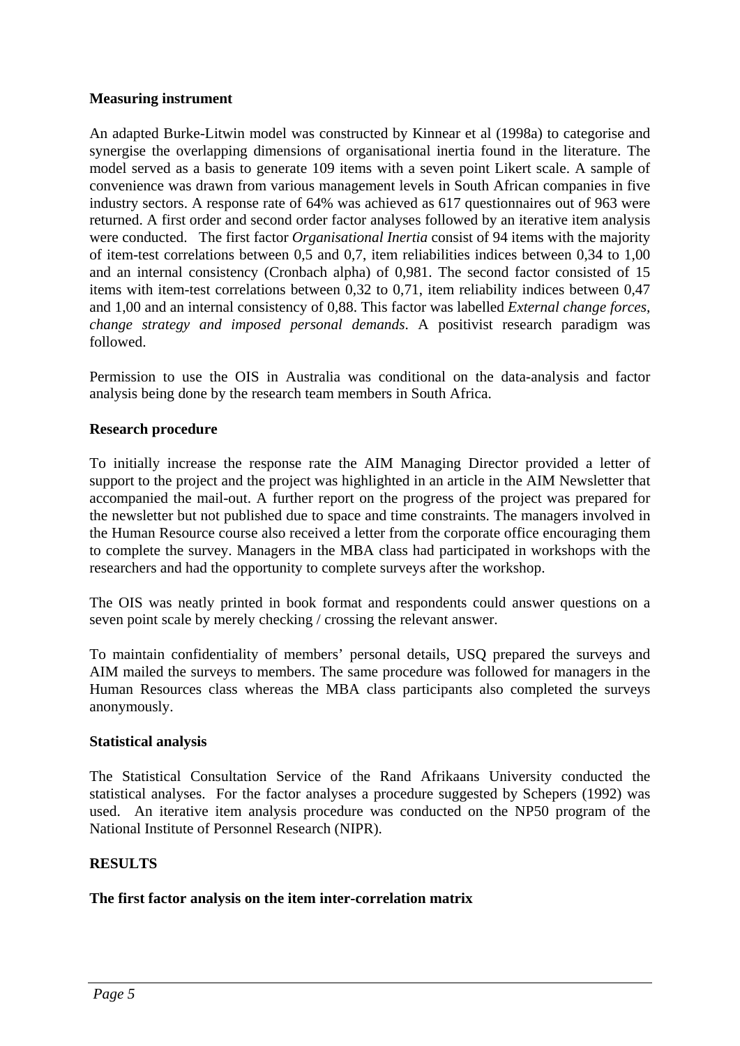**Measuring instrument**

An adapted Burke-Litwin model was constructed by Kinnear et al (1998a) to categorise and synergise the overlapping dimensions of organisational inertia found in the literature. The model served as a basis to generate 109 items with a seven point Likert scale. A sample of convenience was drawn from various management levels in South African companies in five industry sectors. A response rate of 64% was achieved as 617 questionnaires out of 963 were returned. A first order and second order factor analyses followed by an iterative item analysis were conducted. The first factor *Organisational Inertia* consist of 94 items with the majority of item-test correlations between 0,5 and 0,7, item reliabilities indices between 0,34 to 1,00 and an internal consistency (Cronbach alpha) of 0,981. The second factor consisted of 15 items with item-test correlations between 0,32 to 0,71, item reliability indices between 0,47 and 1,00 and an internal consistency of 0,88. This factor was labelled *External change forces, change strategy and imposed personal demands*. A positivist research paradigm was followed.

Permission to use the OIS in Australia was conditional on the data-analysis and factor analysis being done by the research team members in South Africa.

**Research procedure**

To initially increase the response rate the AIM Managing Director provided a letter of support to the project and the project was highlighted in an article in the AIM Newsletter that accompanied the mail-out. A further report on the progress of the project was prepared for the newsletter but not published due to space and time constraints. The managers involved in the Human Resource course also received a letter from the corporate office encouraging them to complete the survey. Managers in the MBA class had participated in workshops with the researchers and had the opportunity to complete surveys after the workshop.

The OIS was neatly printed in book format and respondents could answer questions on a seven point scale by merely checking / crossing the relevant answer.

To maintain confidentiality of members' personal details, USQ prepared the surveys and AIM mailed the surveys to members. The same procedure was followed for managers in the Human Resources class whereas the MBA class participants also completed the surveys anonymously.

**Statistical analysis**

The Statistical Consultation Service of the Rand Afrikaans University conducted the statistical analyses. For the factor analyses a procedure suggested by Schepers (1992) was used. An iterative item analysis procedure was conducted on the NP50 program of the National Institute of Personnel Research (NIPR).

## RESULTS

**The first factor analysis on the item inter-correlation matrix**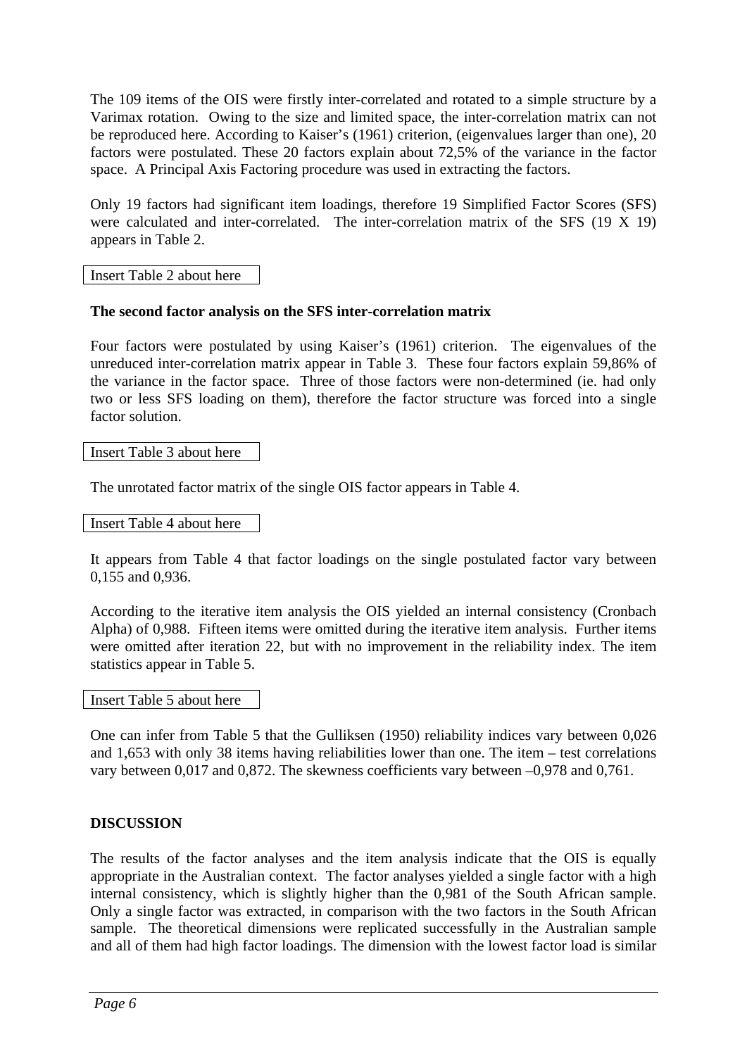The 109 items of the OIS were firstly inter-correlated and rotated to a simple structure by a Varimax rotation. Owing to the size and limited space, the inter-correlation matrix can not be reproduced here. According to Kaiser's (1961) criterion, (eigenvalues larger than one), 20 factors were postulated. These 20 factors explain about 72,5% of the variance in the factor space. A Principal Axis Factoring procedure was used in extracting the factors.

Only 19 factors had significant item loadings, therefore 19 Simplified Factor Scores (SFS) were calculated and inter-correlated. The inter-correlation matrix of the SFS (19 X 19) appears in Table 2.

Insert Table 2 about here

**The second factor analysis on the SFS inter-correlation matrix**

Four factors were postulated by using Kaiser's (1961) criterion. The eigenvalues of the unreduced inter-correlation matrix appear in Table 3. These four factors explain 59,86% of the variance in the factor space. Three of those factors were non-determined (ie. had only two or less SFS loading on them), therefore the factor structure was forced into a single factor solution.

Insert Table 3 about here

The unrotated factor matrix of the single OIS factor appears in Table 4.

Insert Table 4 about here

It appears from Table 4 that factor loadings on the single postulated factor vary between 0,155 and 0,936.

According to the iterative item analysis the OIS yielded an internal consistency (Cronbach Alpha) of 0,988. Fifteen items were omitted during the iterative item analysis. Further items were omitted after iteration 22, but with no improvement in the reliability index. The item statistics appear in Table 5.

Insert Table 5 about here

One can infer from Table 5 that the Gulliksen (1950) reliability indices vary between 0,026 and 1,653 with only 38 items having reliabilities lower than one. The item – test correlations vary between 0,017 and 0,872. The skewness coefficients vary between –0,978 and 0,761.

**DISCUSSION**

The results of the factor analyses and the item analysis indicate that the OIS is equally appropriate in the Australian context. The factor analyses yielded a single factor with a high internal consistency, which is slightly higher than the 0,981 of the South African sample. Only a single factor was extracted, in comparison with the two factors in the South African sample. The theoretical dimensions were replicated successfully in the Australian sample and all of them had high factor loadings. The dimension with the lowest factor load is similar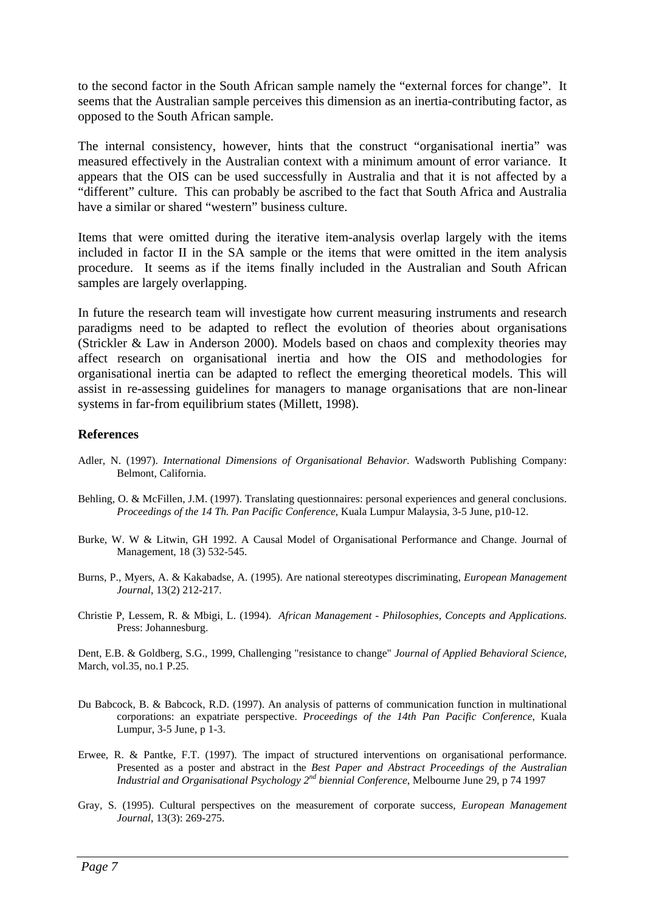to the second factor in the South African sample namely the "external forces for change". It seems that the Australian sample perceives this dimension as an inertia-contributing factor, as opposed to the South African sample.

The internal consistency, however, hints that the construct "organisational inertia" was measured effectively in the Australian context with a minimum amount of error variance. It appears that the OIS can be used successfully in Australia and that it is not affected by a "different" culture. This can probably be ascribed to the fact that South Africa and Australia have a similar or shared "western" business culture.

Items that were omitted during the iterative item-analysis overlap largely with the items included in factor II in the SA sample or the items that were omitted in the item analysis procedure. It seems as if the items finally included in the Australian and South African samples are largely overlapping.

In future the research team will investigate how current measuring instruments and research paradigms need to be adapted to reflect the evolution of theories about organisations (Strickler & Law in Anderson 2000). Models based on chaos and complexity theories may affect research on organisational inertia and how the OIS and methodologies for organisational inertia can be adapted to reflect the emerging theoretical models. This will assist in re-assessing guidelines for managers to manage organisations that are non-linear systems in far-from equilibrium states (Millett, 1998).

## References

Adler, N. (1997). *International Dimensions of Organisational Behavior*. Wadsworth Publishing Company: Belmont, California.

Behling, O. & McFillen, J.M. (1997). Translating questionnaires: personal experiences and general conclusions. *Proceedings of the 14 Th. Pan Pacific Conference*, Kuala Lumpur Malaysia, 3-5 June, p10-12.

Burke, W. W & Litwin, GH 1992. A Causal Model of Organisational Performance and Change. Journal of Management, 18 (3) 532-545.

Burns, P., Myers, A. & Kakabadse, A. (1995). Are national stereotypes discriminating, *European Management Journal*, 13(2) 212-217.

Christie P, Lessem, R. & Mbigi, L. (1994). *African Management - Philosophies, Concepts and Applications.* Press: Johannesburg.

Dent, E.B. & Goldberg, S.G., 1999, Challenging "resistance to change" *Journal of Applied Behavioral Science*, March, vol.35, no.1 P.25.

Du Babcock, B. & Babcock, R.D. (1997). An analysis of patterns of communication function in multinational corporations: an expatriate perspective. *Proceedings of the 14th Pan Pacific Conference*, Kuala Lumpur, 3-5 June, p 1-3.

Erwee, R. & Pantke, F.T. (1997). The impact of structured interventions on organisational performance. Presented as a poster and abstract in the *Best Paper and Abstract Proceedings of the Australian Industrial and Organisational Psychology 2nd biennial Conference*, Melbourne June 29, p 74 1997

Gray, S. (1995). Cultural perspectives on the measurement of corporate success, *European Management Journal*, 13(3): 269-275.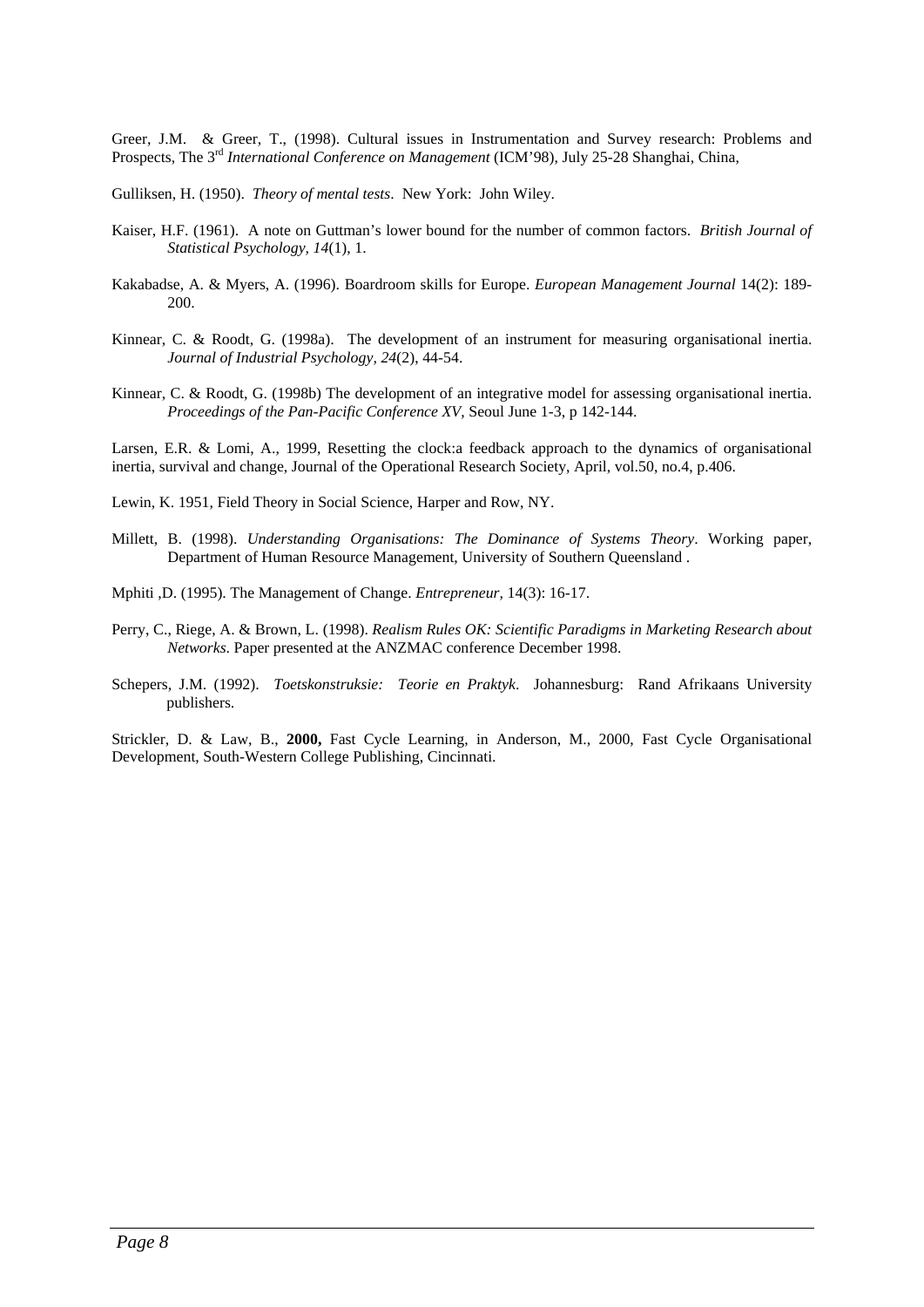Greer, J.M. & Greer, T., (1998). Cultural issues in Instrumentation and Survey research: Problems and Prospects, The 3rd *International Conference on Management* (ICM'98), July 25-28 Shanghai, China,

Gulliksen, H. (1950). *Theory of mental tests*. New York: John Wiley.

Kaiser, H.F. (1961). A note on Guttman's lower bound for the number of common factors. *British Journal of Statistical Psychology, 14*(1), 1.

Kakabadse, A. & Myers, A. (1996). Boardroom skills for Europe. *European Management Journal* 14(2): 189-200.

Kinnear, C. & Roodt, G. (1998a). The development of an instrument for measuring organisational inertia. *Journal of Industrial Psychology, 24*(2), 44-54.

Kinnear, C. & Roodt, G. (1998b) The development of an integrative model for assessing organisational inertia. *Proceedings of the Pan-Pacific Conference XV*, Seoul June 1-3, p 142-144.

Larsen, E.R. & Lomi, A., 1999, Resetting the clock:a feedback approach to the dynamics of organisational inertia, survival and change, Journal of the Operational Research Society, April, vol.50, no.4, p.406.

Lewin, K. 1951, Field Theory in Social Science, Harper and Row, NY.

Millett, B. (1998). *Understanding Organisations: The Dominance of Systems Theory*. Working paper, Department of Human Resource Management, University of Southern Queensland .

Mphiti ,D. (1995). The Management of Change. *Entrepreneur*, 14(3): 16-17.

Perry, C., Riege, A. & Brown, L. (1998). *Realism Rules OK: Scientific Paradigms in Marketing Research about Networks*. Paper presented at the ANZMAC conference December 1998.

Schepers, J.M. (1992). *Toetskonstruksie: Teorie en Praktyk*. Johannesburg: Rand Afrikaans University publishers.

Strickler, D. & Law, B., **2000,** Fast Cycle Learning, in Anderson, M., 2000, Fast Cycle Organisational Development, South-Western College Publishing, Cincinnati.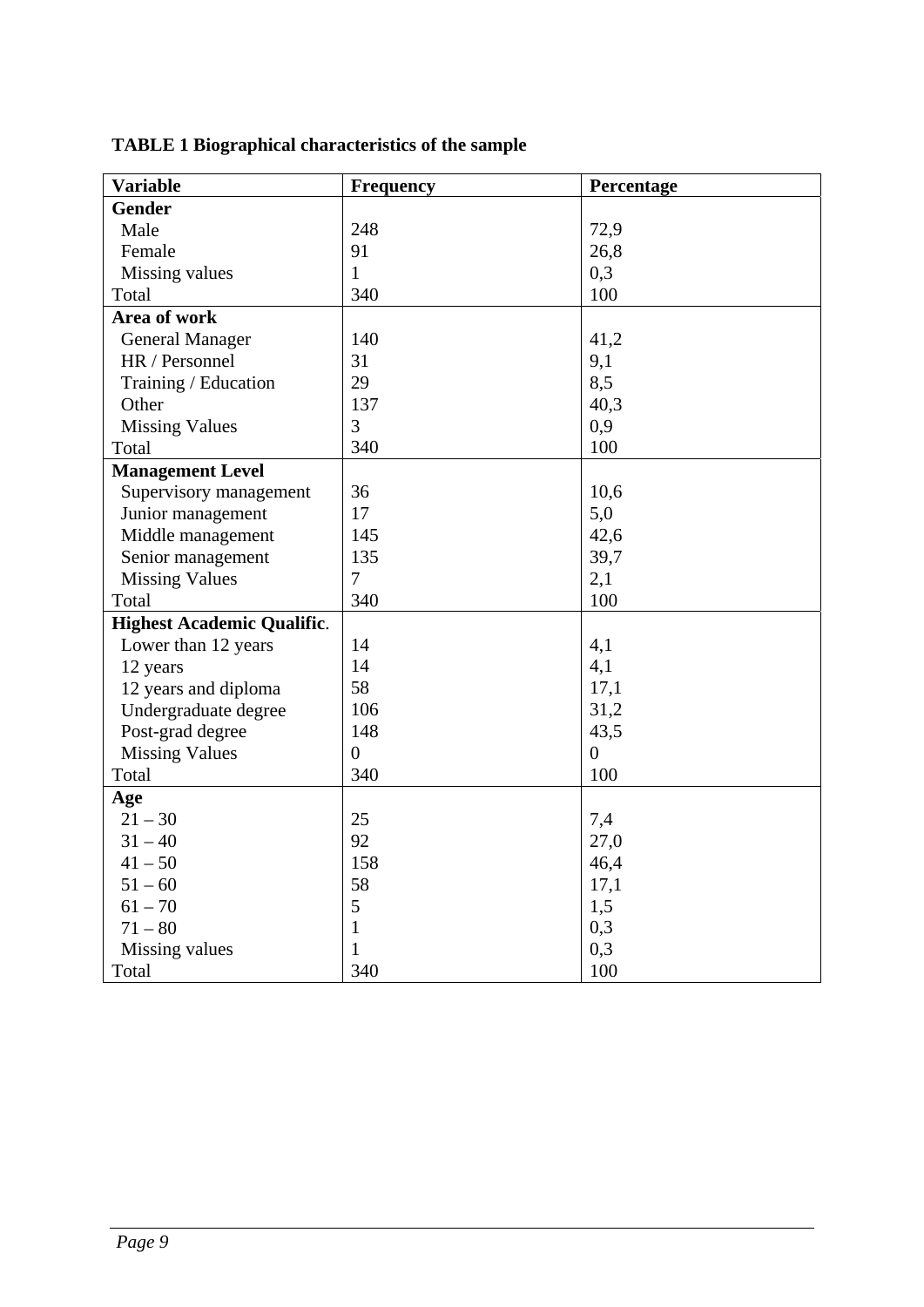**TABLE 1 Biographical characteristics of the sample**

| Variable | Frequency | Percentage |
|---|---|---|
| **Gender** | | |
| Male | 248 | 72,9 |
| Female | 91 | 26,8 |
| Missing values | 1 | 0,3 |
| Total | 340 | 100 |
| **Area of work** | | |
| General Manager | 140 | 41,2 |
| HR / Personnel | 31 | 9,1 |
| Training / Education | 29 | 8,5 |
| Other | 137 | 40,3 |
| Missing Values | 3 | 0,9 |
| Total | 340 | 100 |
| **Management Level** | | |
| Supervisory management | 36 | 10,6 |
| Junior management | 17 | 5,0 |
| Middle management | 145 | 42,6 |
| Senior management | 135 | 39,7 |
| Missing Values | 7 | 2,1 |
| Total | 340 | 100 |
| **Highest Academic Qualific.** | | |
| Lower than 12 years | 14 | 4,1 |
| 12 years | 14 | 4,1 |
| 12 years and diploma | 58 | 17,1 |
| Undergraduate degree | 106 | 31,2 |
| Post-grad degree | 148 | 43,5 |
| Missing Values | 0 | 0 |
| Total | 340 | 100 |
| **Age** | | |
| 21 – 30 | 25 | 7,4 |
| 31 – 40 | 92 | 27,0 |
| 41 – 50 | 158 | 46,4 |
| 51 – 60 | 58 | 17,1 |
| 61 – 70 | 5 | 1,5 |
| 71 – 80 | 1 | 0,3 |
| Missing values | 1 | 0,3 |
| Total | 340 | 100 |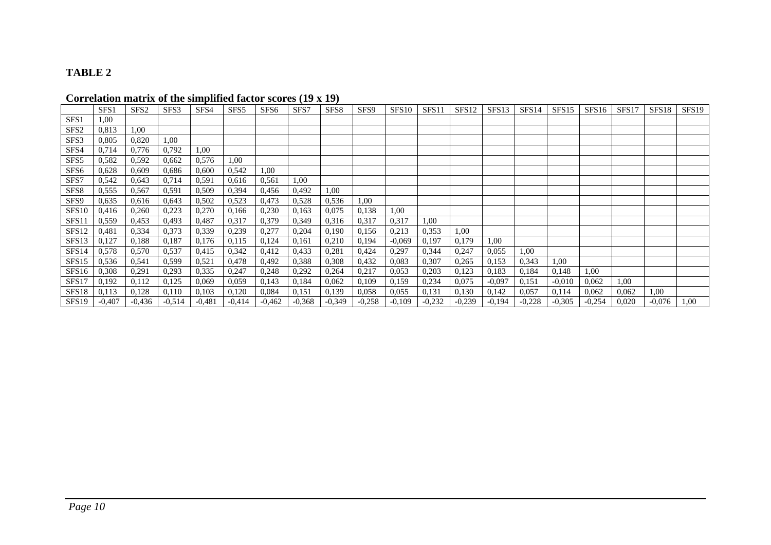## TABLE 2

**Correlation matrix of the simplified factor scores (19 x 19)**

| | SFS1 | SFS2 | SFS3 | SFS4 | SFS5 | SFS6 | SFS7 | SFS8 | SFS9 | SFS10 | SFS11 | SFS12 | SFS13 | SFS14 | SFS15 | SFS16 | SFS17 | SFS18 | SFS19 |
|---|---|---|---|---|---|---|---|---|---|---|---|---|---|---|---|---|---|---|---|
| SFS1 | 1,00 | | | | | | | | | | | | | | | | | | |
| SFS2 | 0,813 | 1,00 | | | | | | | | | | | | | | | | | |
| SFS3 | 0,805 | 0,820 | 1,00 | | | | | | | | | | | | | | | | |
| SFS4 | 0,714 | 0,776 | 0,792 | 1,00 | | | | | | | | | | | | | | | |
| SFS5 | 0,582 | 0,592 | 0,662 | 0,576 | 1,00 | | | | | | | | | | | | | | |
| SFS6 | 0,628 | 0,609 | 0,686 | 0,600 | 0,542 | 1,00 | | | | | | | | | | | | | |
| SFS7 | 0,542 | 0,643 | 0,714 | 0,591 | 0,616 | 0,561 | 1,00 | | | | | | | | | | | | |
| SFS8 | 0,555 | 0,567 | 0,591 | 0,509 | 0,394 | 0,456 | 0,492 | 1,00 | | | | | | | | | | | |
| SFS9 | 0,635 | 0,616 | 0,643 | 0,502 | 0,523 | 0,473 | 0,528 | 0,536 | 1,00 | | | | | | | | | | |
| SFS10 | 0,416 | 0,260 | 0,223 | 0,270 | 0,166 | 0,230 | 0,163 | 0,075 | 0,138 | 1,00 | | | | | | | | | |
| SFS11 | 0,559 | 0,453 | 0,493 | 0,487 | 0,317 | 0,379 | 0,349 | 0,316 | 0,317 | 0,317 | 1,00 | | | | | | | | |
| SFS12 | 0,481 | 0,334 | 0,373 | 0,339 | 0,239 | 0,277 | 0,204 | 0,190 | 0,156 | 0,213 | 0,353 | 1,00 | | | | | | | |
| SFS13 | 0,127 | 0,188 | 0,187 | 0,176 | 0,115 | 0,124 | 0,161 | 0,210 | 0,194 | -0,069 | 0,197 | 0,179 | 1,00 | | | | | | |
| SFS14 | 0,578 | 0,570 | 0,537 | 0,415 | 0,342 | 0,412 | 0,433 | 0,281 | 0,424 | 0,297 | 0,344 | 0,247 | 0,055 | 1,00 | | | | | |
| SFS15 | 0,536 | 0,541 | 0,599 | 0,521 | 0,478 | 0,492 | 0,388 | 0,308 | 0,432 | 0,083 | 0,307 | 0,265 | 0,153 | 0,343 | 1,00 | | | | |
| SFS16 | 0,308 | 0,291 | 0,293 | 0,335 | 0,247 | 0,248 | 0,292 | 0,264 | 0,217 | 0,053 | 0,203 | 0,123 | 0,183 | 0,184 | 0,148 | 1,00 | | | |
| SFS17 | 0,192 | 0,112 | 0,125 | 0,069 | 0,059 | 0,143 | 0,184 | 0,062 | 0,109 | 0,159 | 0,234 | 0,075 | -0,097 | 0,151 | -0,010 | 0,062 | 1,00 | | |
| SFS18 | 0,113 | 0,128 | 0,110 | 0,103 | 0,120 | 0,084 | 0,151 | 0,139 | 0,058 | 0,055 | 0,131 | 0,130 | 0,142 | 0,057 | 0,114 | 0,062 | 0,062 | 1,00 | |
| SFS19 | -0,407 | -0,436 | -0,514 | -0,481 | -0,414 | -0,462 | -0,368 | -0,349 | -0,258 | -0,109 | -0,232 | -0,239 | -0,194 | -0,228 | -0,305 | -0,254 | 0,020 | -0,076 | 1,00 |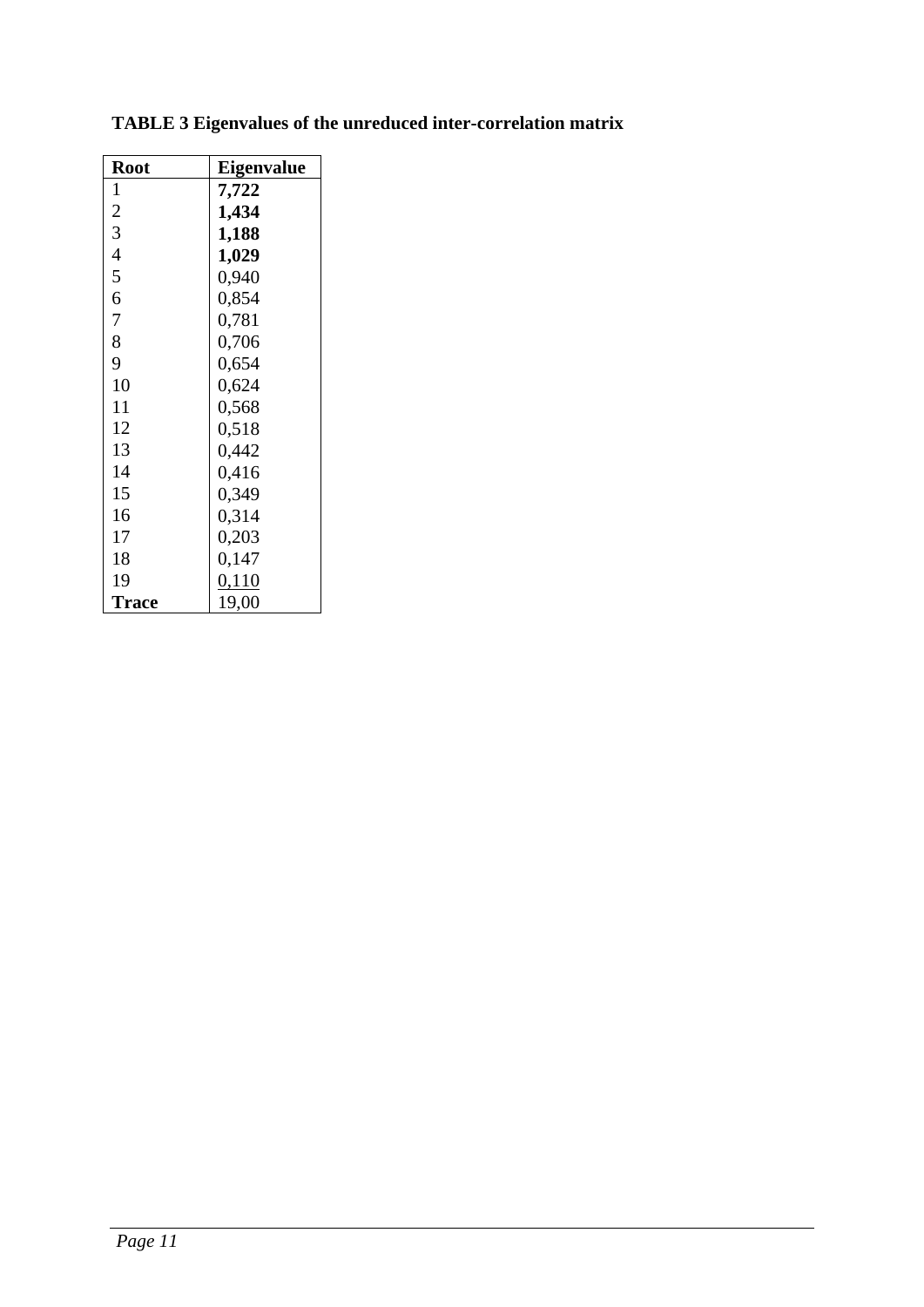**TABLE 3 Eigenvalues of the unreduced inter-correlation matrix**

| Root | Eigenvalue |
|---|---|
| 1 | **7,722** |
| 2 | **1,434** |
| 3 | **1,188** |
| 4 | **1,029** |
| 5 | 0,940 |
| 6 | 0,854 |
| 7 | 0,781 |
| 8 | 0,706 |
| 9 | 0,654 |
| 10 | 0,624 |
| 11 | 0,568 |
| 12 | 0,518 |
| 13 | 0,442 |
| 14 | 0,416 |
| 15 | 0,349 |
| 16 | 0,314 |
| 17 | 0,203 |
| 18 | 0,147 |
| 19 | 0,110 |
| **Trace** | 19,00 |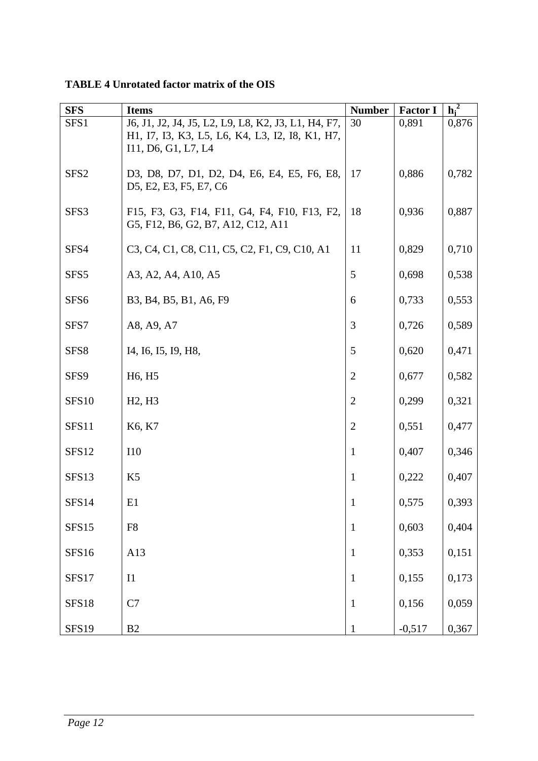**TABLE 4 Unrotated factor matrix of the OIS**

| SFS | Items | Number | Factor I | $h_j^2$ |
|---|---|---|---|---|
| SFS1 | J6, J1, J2, J4, J5, L2, L9, L8, K2, J3, L1, H4, F7, H1, I7, I3, K3, L5, L6, K4, L3, I2, I8, K1, H7, I11, D6, G1, L7, L4 | 30 | 0,891 | 0,876 |
| SFS2 | D3, D8, D7, D1, D2, D4, E6, E4, E5, F6, E8, D5, E2, E3, F5, E7, C6 | 17 | 0,886 | 0,782 |
| SFS3 | F15, F3, G3, F14, F11, G4, F4, F10, F13, F2, G5, F12, B6, G2, B7, A12, C12, A11 | 18 | 0,936 | 0,887 |
| SFS4 | C3, C4, C1, C8, C11, C5, C2, F1, C9, C10, A1 | 11 | 0,829 | 0,710 |
| SFS5 | A3, A2, A4, A10, A5 | 5 | 0,698 | 0,538 |
| SFS6 | B3, B4, B5, B1, A6, F9 | 6 | 0,733 | 0,553 |
| SFS7 | A8, A9, A7 | 3 | 0,726 | 0,589 |
| SFS8 | I4, I6, I5, I9, H8, | 5 | 0,620 | 0,471 |
| SFS9 | H6, H5 | 2 | 0,677 | 0,582 |
| SFS10 | H2, H3 | 2 | 0,299 | 0,321 |
| SFS11 | K6, K7 | 2 | 0,551 | 0,477 |
| SFS12 | I10 | 1 | 0,407 | 0,346 |
| SFS13 | K5 | 1 | 0,222 | 0,407 |
| SFS14 | E1 | 1 | 0,575 | 0,393 |
| SFS15 | F8 | 1 | 0,603 | 0,404 |
| SFS16 | A13 | 1 | 0,353 | 0,151 |
| SFS17 | I1 | 1 | 0,155 | 0,173 |
| SFS18 | C7 | 1 | 0,156 | 0,059 |
| SFS19 | B2 | 1 | -0,517 | 0,367 |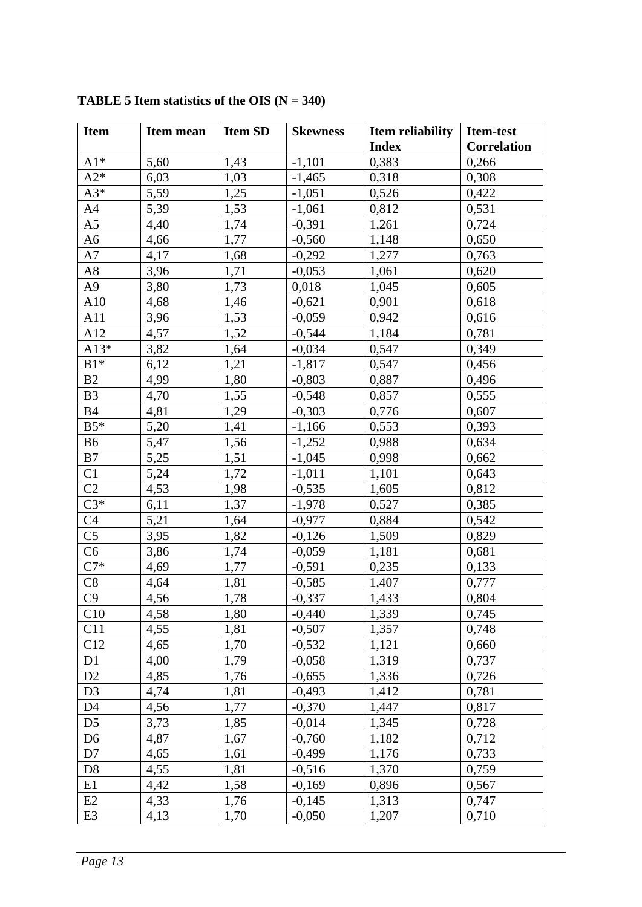**TABLE 5 Item statistics of the OIS (N = 340)**

| Item | Item mean | Item SD | Skewness | Item reliability Index | Item-test Correlation |
|---|---|---|---|---|---|
| A1* | 5,60 | 1,43 | -1,101 | 0,383 | 0,266 |
| A2* | 6,03 | 1,03 | -1,465 | 0,318 | 0,308 |
| A3* | 5,59 | 1,25 | -1,051 | 0,526 | 0,422 |
| A4 | 5,39 | 1,53 | -1,061 | 0,812 | 0,531 |
| A5 | 4,40 | 1,74 | -0,391 | 1,261 | 0,724 |
| A6 | 4,66 | 1,77 | -0,560 | 1,148 | 0,650 |
| A7 | 4,17 | 1,68 | -0,292 | 1,277 | 0,763 |
| A8 | 3,96 | 1,71 | -0,053 | 1,061 | 0,620 |
| A9 | 3,80 | 1,73 | 0,018 | 1,045 | 0,605 |
| A10 | 4,68 | 1,46 | -0,621 | 0,901 | 0,618 |
| A11 | 3,96 | 1,53 | -0,059 | 0,942 | 0,616 |
| A12 | 4,57 | 1,52 | -0,544 | 1,184 | 0,781 |
| A13* | 3,82 | 1,64 | -0,034 | 0,547 | 0,349 |
| B1* | 6,12 | 1,21 | -1,817 | 0,547 | 0,456 |
| B2 | 4,99 | 1,80 | -0,803 | 0,887 | 0,496 |
| B3 | 4,70 | 1,55 | -0,548 | 0,857 | 0,555 |
| B4 | 4,81 | 1,29 | -0,303 | 0,776 | 0,607 |
| B5* | 5,20 | 1,41 | -1,166 | 0,553 | 0,393 |
| B6 | 5,47 | 1,56 | -1,252 | 0,988 | 0,634 |
| B7 | 5,25 | 1,51 | -1,045 | 0,998 | 0,662 |
| C1 | 5,24 | 1,72 | -1,011 | 1,101 | 0,643 |
| C2 | 4,53 | 1,98 | -0,535 | 1,605 | 0,812 |
| C3* | 6,11 | 1,37 | -1,978 | 0,527 | 0,385 |
| C4 | 5,21 | 1,64 | -0,977 | 0,884 | 0,542 |
| C5 | 3,95 | 1,82 | -0,126 | 1,509 | 0,829 |
| C6 | 3,86 | 1,74 | -0,059 | 1,181 | 0,681 |
| C7* | 4,69 | 1,77 | -0,591 | 0,235 | 0,133 |
| C8 | 4,64 | 1,81 | -0,585 | 1,407 | 0,777 |
| C9 | 4,56 | 1,78 | -0,337 | 1,433 | 0,804 |
| C10 | 4,58 | 1,80 | -0,440 | 1,339 | 0,745 |
| C11 | 4,55 | 1,81 | -0,507 | 1,357 | 0,748 |
| C12 | 4,65 | 1,70 | -0,532 | 1,121 | 0,660 |
| D1 | 4,00 | 1,79 | -0,058 | 1,319 | 0,737 |
| D2 | 4,85 | 1,76 | -0,655 | 1,336 | 0,726 |
| D3 | 4,74 | 1,81 | -0,493 | 1,412 | 0,781 |
| D4 | 4,56 | 1,77 | -0,370 | 1,447 | 0,817 |
| D5 | 3,73 | 1,85 | -0,014 | 1,345 | 0,728 |
| D6 | 4,87 | 1,67 | -0,760 | 1,182 | 0,712 |
| D7 | 4,65 | 1,61 | -0,499 | 1,176 | 0,733 |
| D8 | 4,55 | 1,81 | -0,516 | 1,370 | 0,759 |
| E1 | 4,42 | 1,58 | -0,169 | 0,896 | 0,567 |
| E2 | 4,33 | 1,76 | -0,145 | 1,313 | 0,747 |
| E3 | 4,13 | 1,70 | -0,050 | 1,207 | 0,710 |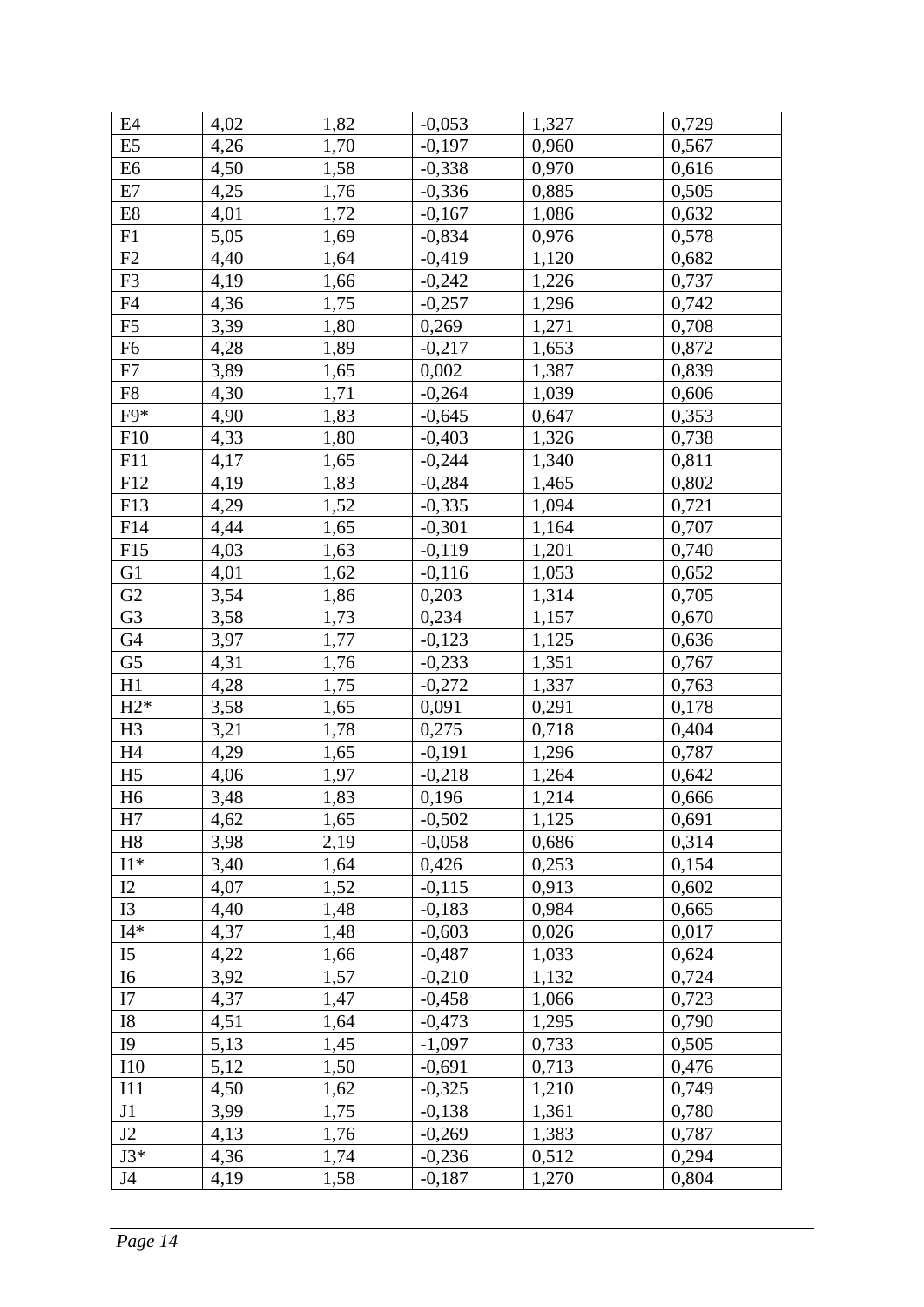| E4 | 4,02 | 1,82 | -0,053 | 1,327 | 0,729 |
|---|---|---|---|---|---|
| E5 | 4,26 | 1,70 | -0,197 | 0,960 | 0,567 |
| E6 | 4,50 | 1,58 | -0,338 | 0,970 | 0,616 |
| E7 | 4,25 | 1,76 | -0,336 | 0,885 | 0,505 |
| E8 | 4,01 | 1,72 | -0,167 | 1,086 | 0,632 |
| F1 | 5,05 | 1,69 | -0,834 | 0,976 | 0,578 |
| F2 | 4,40 | 1,64 | -0,419 | 1,120 | 0,682 |
| F3 | 4,19 | 1,66 | -0,242 | 1,226 | 0,737 |
| F4 | 4,36 | 1,75 | -0,257 | 1,296 | 0,742 |
| F5 | 3,39 | 1,80 | 0,269 | 1,271 | 0,708 |
| F6 | 4,28 | 1,89 | -0,217 | 1,653 | 0,872 |
| F7 | 3,89 | 1,65 | 0,002 | 1,387 | 0,839 |
| F8 | 4,30 | 1,71 | -0,264 | 1,039 | 0,606 |
| F9* | 4,90 | 1,83 | -0,645 | 0,647 | 0,353 |
| F10 | 4,33 | 1,80 | -0,403 | 1,326 | 0,738 |
| F11 | 4,17 | 1,65 | -0,244 | 1,340 | 0,811 |
| F12 | 4,19 | 1,83 | -0,284 | 1,465 | 0,802 |
| F13 | 4,29 | 1,52 | -0,335 | 1,094 | 0,721 |
| F14 | 4,44 | 1,65 | -0,301 | 1,164 | 0,707 |
| F15 | 4,03 | 1,63 | -0,119 | 1,201 | 0,740 |
| G1 | 4,01 | 1,62 | -0,116 | 1,053 | 0,652 |
| G2 | 3,54 | 1,86 | 0,203 | 1,314 | 0,705 |
| G3 | 3,58 | 1,73 | 0,234 | 1,157 | 0,670 |
| G4 | 3,97 | 1,77 | -0,123 | 1,125 | 0,636 |
| G5 | 4,31 | 1,76 | -0,233 | 1,351 | 0,767 |
| H1 | 4,28 | 1,75 | -0,272 | 1,337 | 0,763 |
| H2* | 3,58 | 1,65 | 0,091 | 0,291 | 0,178 |
| H3 | 3,21 | 1,78 | 0,275 | 0,718 | 0,404 |
| H4 | 4,29 | 1,65 | -0,191 | 1,296 | 0,787 |
| H5 | 4,06 | 1,97 | -0,218 | 1,264 | 0,642 |
| H6 | 3,48 | 1,83 | 0,196 | 1,214 | 0,666 |
| H7 | 4,62 | 1,65 | -0,502 | 1,125 | 0,691 |
| H8 | 3,98 | 2,19 | -0,058 | 0,686 | 0,314 |
| I1* | 3,40 | 1,64 | 0,426 | 0,253 | 0,154 |
| I2 | 4,07 | 1,52 | -0,115 | 0,913 | 0,602 |
| I3 | 4,40 | 1,48 | -0,183 | 0,984 | 0,665 |
| I4* | 4,37 | 1,48 | -0,603 | 0,026 | 0,017 |
| I5 | 4,22 | 1,66 | -0,487 | 1,033 | 0,624 |
| I6 | 3,92 | 1,57 | -0,210 | 1,132 | 0,724 |
| I7 | 4,37 | 1,47 | -0,458 | 1,066 | 0,723 |
| I8 | 4,51 | 1,64 | -0,473 | 1,295 | 0,790 |
| I9 | 5,13 | 1,45 | -1,097 | 0,733 | 0,505 |
| I10 | 5,12 | 1,50 | -0,691 | 0,713 | 0,476 |
| I11 | 4,50 | 1,62 | -0,325 | 1,210 | 0,749 |
| J1 | 3,99 | 1,75 | -0,138 | 1,361 | 0,780 |
| J2 | 4,13 | 1,76 | -0,269 | 1,383 | 0,787 |
| J3* | 4,36 | 1,74 | -0,236 | 0,512 | 0,294 |
| J4 | 4,19 | 1,58 | -0,187 | 1,270 | 0,804 |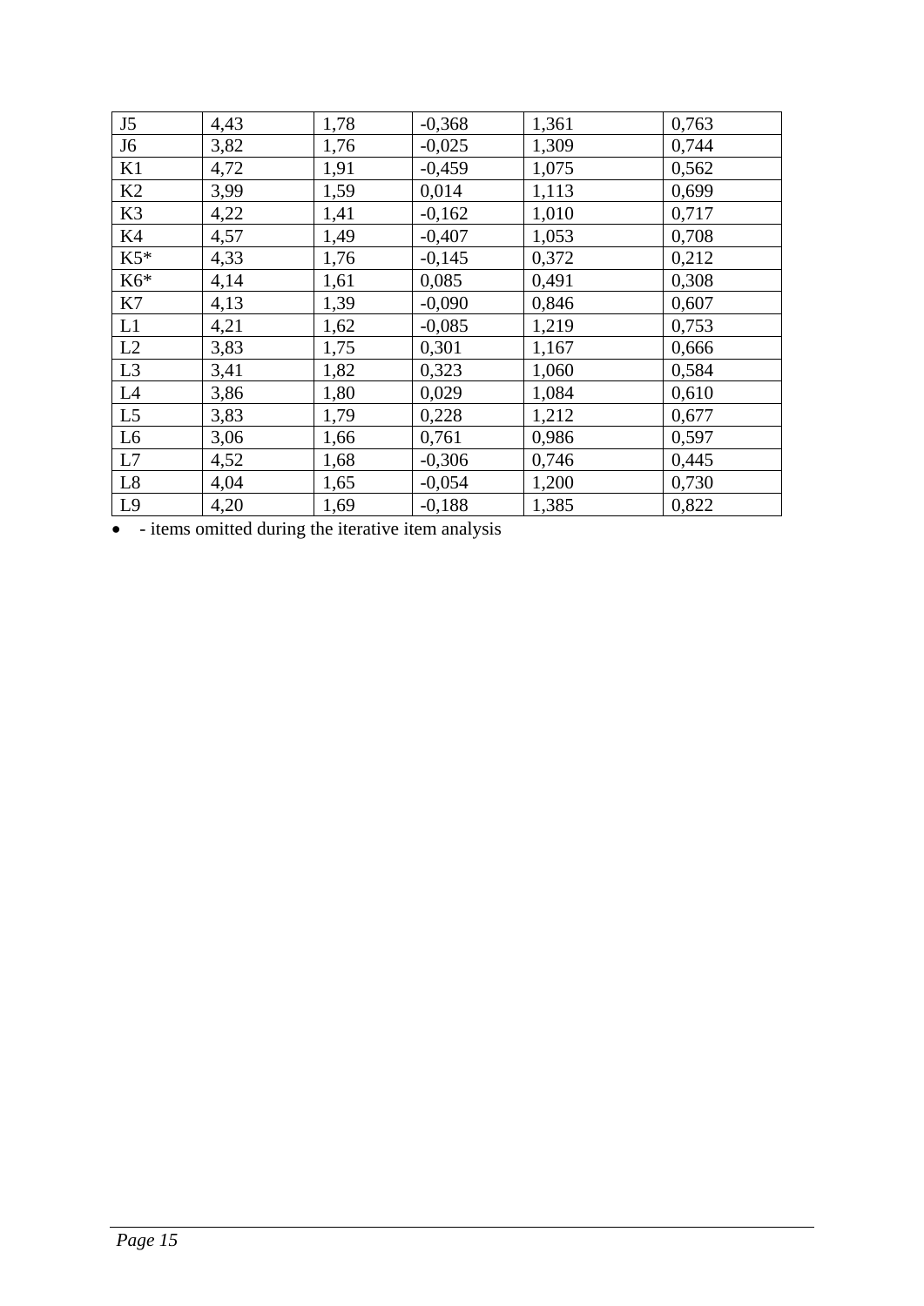| | | | | | |
|---|---|---|---|---|---|
| J5 | 4,43 | 1,78 | -0,368 | 1,361 | 0,763 |
| J6 | 3,82 | 1,76 | -0,025 | 1,309 | 0,744 |
| K1 | 4,72 | 1,91 | -0,459 | 1,075 | 0,562 |
| K2 | 3,99 | 1,59 | 0,014 | 1,113 | 0,699 |
| K3 | 4,22 | 1,41 | -0,162 | 1,010 | 0,717 |
| K4 | 4,57 | 1,49 | -0,407 | 1,053 | 0,708 |
| K5* | 4,33 | 1,76 | -0,145 | 0,372 | 0,212 |
| K6* | 4,14 | 1,61 | 0,085 | 0,491 | 0,308 |
| K7 | 4,13 | 1,39 | -0,090 | 0,846 | 0,607 |
| L1 | 4,21 | 1,62 | -0,085 | 1,219 | 0,753 |
| L2 | 3,83 | 1,75 | 0,301 | 1,167 | 0,666 |
| L3 | 3,41 | 1,82 | 0,323 | 1,060 | 0,584 |
| L4 | 3,86 | 1,80 | 0,029 | 1,084 | 0,610 |
| L5 | 3,83 | 1,79 | 0,228 | 1,212 | 0,677 |
| L6 | 3,06 | 1,66 | 0,761 | 0,986 | 0,597 |
| L7 | 4,52 | 1,68 | -0,306 | 0,746 | 0,445 |
| L8 | 4,04 | 1,65 | -0,054 | 1,200 | 0,730 |
| L9 | 4,20 | 1,69 | -0,188 | 1,385 | 0,822 |

- - items omitted during the iterative item analysis